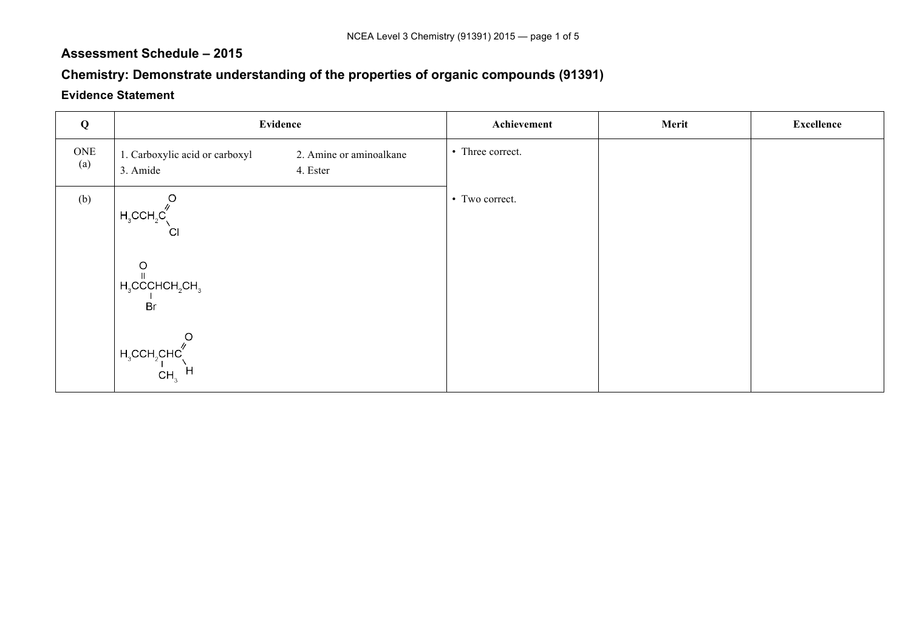## Assessment Schedule – 2015

## Chemistry: Demonstrate understanding of the properties of organic compounds (91391)

### Evidence Statement

| Q | Evidence | Achievement | Merit | Excellence |
|---|---|---|---|---|
| ONE (a) | 1. Carboxylic acid or carboxyl  2. Amine or aminoalkane  3. Amide  4. Ester | • Three correct. | | |
| (b) | $H_3CCH_2C(=O)Cl$ <br><br> $H_3CC(=O)CH(Br)CH_2CH_3$ <br><br> $H_3CCH_2CH(CH_3)C(=O)H$ | • Two correct. | | |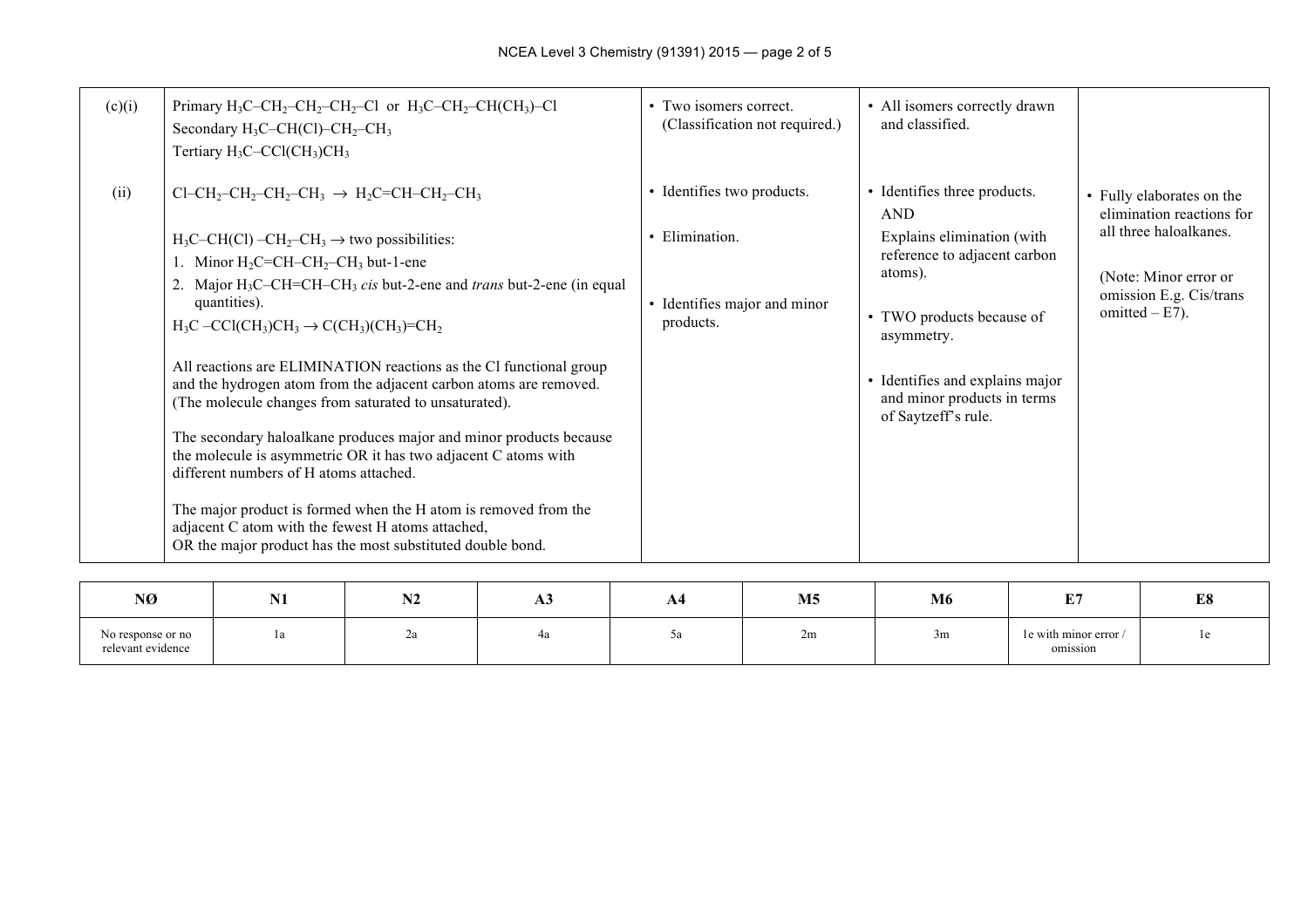| | | | | |
|---|---|---|---|---|
| (c)(i) | Primary $H_3C–CH_2–CH_2–CH_2–Cl$ or $H_3C–CH_2–CH(CH_3)–Cl$<br>Secondary $H_3C–CH(Cl)–CH_2–CH_3$<br>Tertiary $H_3C–CCl(CH_3)CH_3$ | • Two isomers correct. (Classification not required.) | • All isomers correctly drawn and classified. | |
| (ii) | $Cl–CH_2–CH_2–CH_2–CH_3 \rightarrow H_2C{=}CH–CH_2–CH_3$<br><br>$H_3C–CH(Cl)–CH_2–CH_3 \rightarrow$ two possibilities:<br>1. Minor $H_2C{=}CH–CH_2–CH_3$ but-1-ene<br>2. Major $H_3C–CH{=}CH–CH_3$ *cis* but-2-ene and *trans* but-2-ene (in equal quantities).<br>$H_3C–CCl(CH_3)CH_3 \rightarrow C(CH_3)(CH_3){=}CH_2$<br><br>All reactions are ELIMINATION reactions as the Cl functional group and the hydrogen atom from the adjacent carbon atoms are removed. (The molecule changes from saturated to unsaturated).<br><br>The secondary haloalkane produces major and minor products because the molecule is asymmetric OR it has two adjacent C atoms with different numbers of H atoms attached.<br><br>The major product is formed when the H atom is removed from the adjacent C atom with the fewest H atoms attached,<br>OR the major product has the most substituted double bond. | • Identifies two products.<br><br>• Elimination.<br><br>• Identifies major and minor products. | • Identifies three products.<br>AND<br>Explains elimination (with reference to adjacent carbon atoms).<br><br>• TWO products because of asymmetry.<br><br>• Identifies and explains major and minor products in terms of Saytzeff's rule. | • Fully elaborates on the elimination reactions for all three haloalkanes.<br><br>(Note: Minor error or omission E.g. Cis/trans omitted – E7). |

| NØ | N1 | N2 | A3 | A4 | M5 | M6 | E7 | E8 |
|---|---|---|---|---|---|---|---|---|
| No response or no relevant evidence | 1a | 2a | 4a | 5a | 2m | 3m | 1e with minor error / omission | 1e |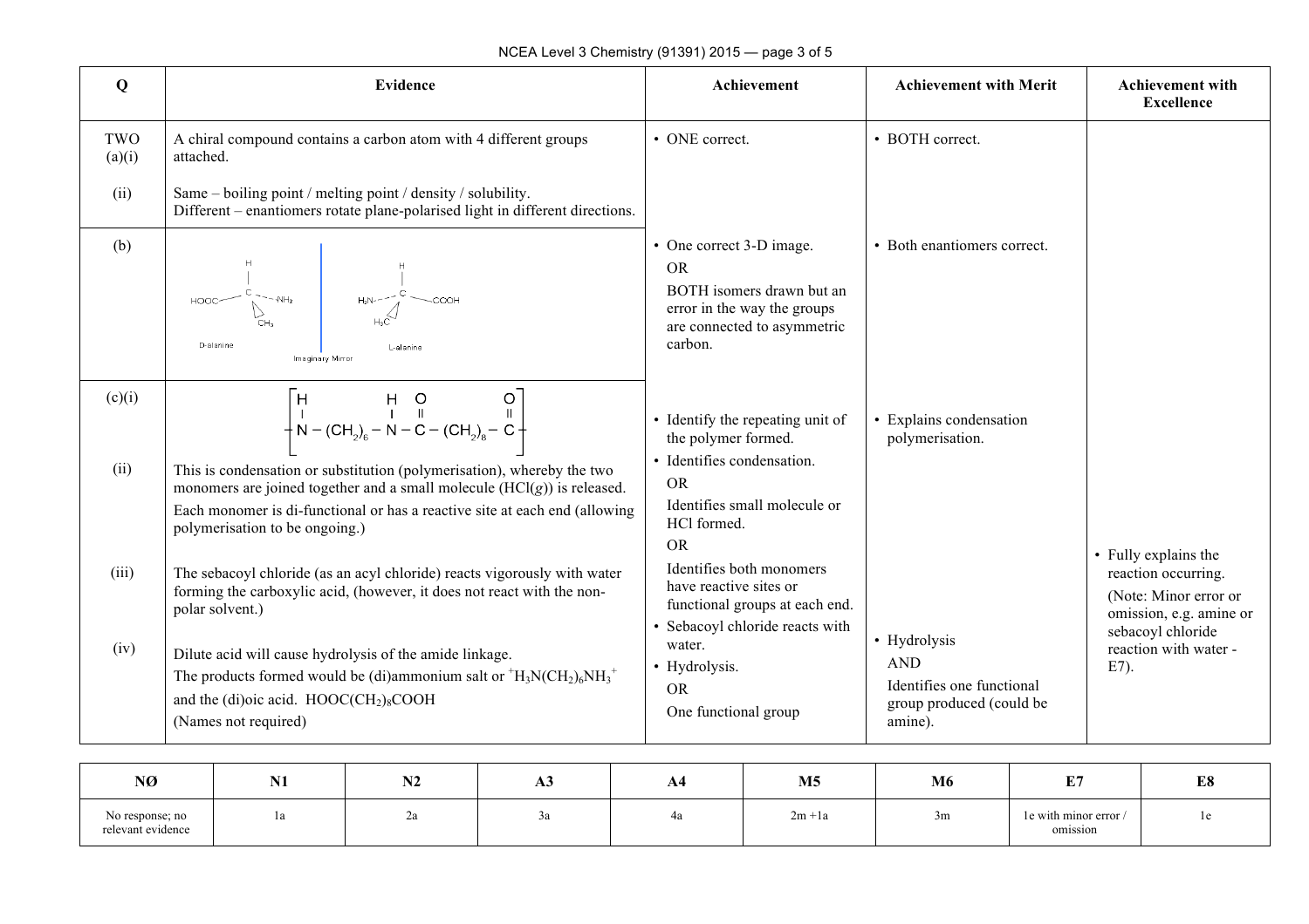| Q | Evidence | Achievement | Achievement with Merit | Achievement with Excellence |
|---|---|---|---|---|
| TWO (a)(i) | A chiral compound contains a carbon atom with 4 different groups attached. | • ONE correct. | • BOTH correct. | |
| (ii) | Same – boiling point / melting point / density / solubility. Different – enantiomers rotate plane-polarised light in different directions. | | | |
| (b) | HOOC–C(H)(CH$_3$)–NH$_2$ D-alanine \| Imaginary Mirror \| H$_2$N–C(H)(H$_3$C)–COOH L-alanine | • One correct 3-D image. OR BOTH isomers drawn but an error in the way the groups are connected to asymmetric carbon. | • Both enantiomers correct. | |
| (c)(i) | $\left[ -N(H) - (CH_2)_6 - N(H) - C(=O) - (CH_2)_8 - C(=O) - \right]$ | • Identify the repeating unit of the polymer formed. | • Explains condensation polymerisation. | • Fully explains the reaction occurring. (Note: Minor error or omission, e.g. amine or sebacoyl chloride reaction with water - E7). |
| (ii) | This is condensation or substitution (polymerisation), whereby the two monomers are joined together and a small molecule ($HCl(g)$) is released. Each monomer is di-functional or has a reactive site at each end (allowing polymerisation to be ongoing.) | • Identifies condensation. OR Identifies small molecule or HCl formed. OR Identifies both monomers have reactive sites or functional groups at each end. | | |
| (iii) | The sebacoyl chloride (as an acyl chloride) reacts vigorously with water forming the carboxylic acid, (however, it does not react with the non-polar solvent.) | • Sebacoyl chloride reacts with water. | | |
| (iv) | Dilute acid will cause hydrolysis of the amide linkage. The products formed would be (di)ammonium salt or $^{+}H_3N(CH_2)_6NH_3^{+}$ and the (di)oic acid. $HOOC(CH_2)_8COOH$ (Names not required) | • Hydrolysis. OR One functional group | • Hydrolysis AND Identifies one functional group produced (could be amine). | |

| NØ | N1 | N2 | A3 | A4 | M5 | M6 | E7 | E8 |
|---|---|---|---|---|---|---|---|---|
| No response; no relevant evidence | 1a | 2a | 3a | 4a | 2m +1a | 3m | 1e with minor error / omission | 1e |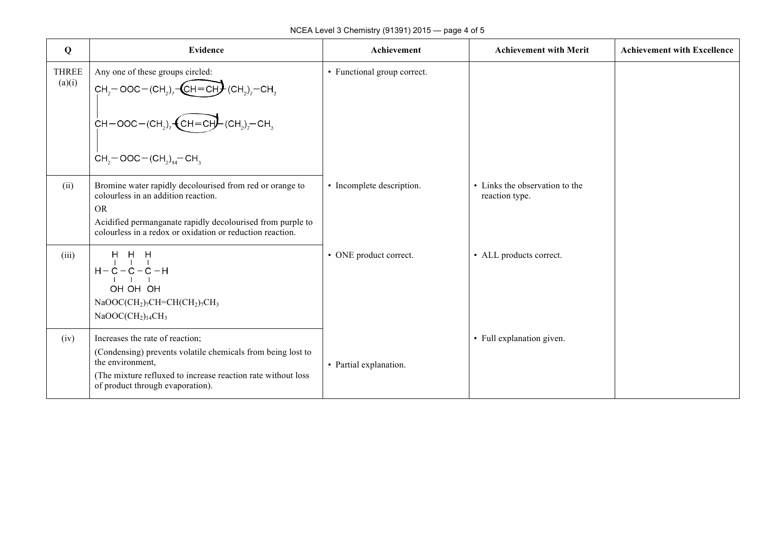| Q | Evidence | Achievement | Achievement with Merit | Achievement with Excellence |
|---|---|---|---|---|
| THREE (a)(i) | Any one of these groups circled: $CH_2-OOC-(CH_2)_7-$(CH=CH)$-(CH_2)_7-CH_3$ <br> $CH-OOC-(CH_2)_7-$(CH=CH)$-(CH_2)_7-CH_3$ <br> $CH_2-OOC-(CH_2)_{14}-CH_3$ | • Functional group correct. | | |
| (ii) | Bromine water rapidly decolourised from red or orange to colourless in an addition reaction. <br> OR <br> Acidified permanganate rapidly decolourised from purple to colourless in a redox or oxidation or reduction reaction. | • Incomplete description. | • Links the observation to the reaction type. | |
| (iii) | $H-C(H)(OH)-C(H)(OH)-C(H)(OH)-H$ <br> $NaOOC(CH_2)_7CH{=}CH(CH_2)_7CH_3$ <br> $NaOOC(CH_2)_{14}CH_3$ | • ONE product correct. | • ALL products correct. | |
| (iv) | Increases the rate of reaction; <br> (Condensing) prevents volatile chemicals from being lost to the environment, <br> (The mixture refluxed to increase reaction rate without loss of product through evaporation). | • Partial explanation. | • Full explanation given. | |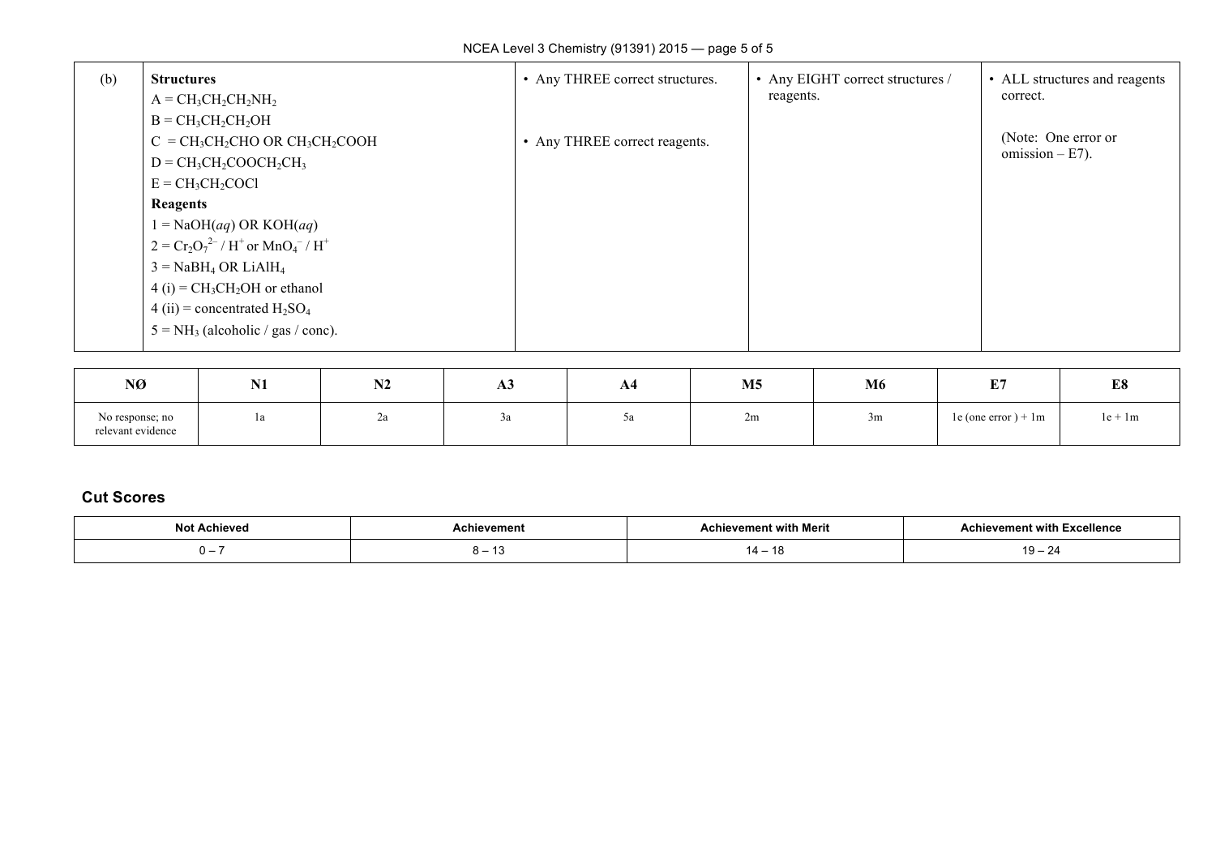| | | | | |
|---|---|---|---|---|
| (b) | **Structures**<br>A = $CH_3CH_2CH_2NH_2$<br>B = $CH_3CH_2CH_2OH$<br>C = $CH_3CH_2CHO$ OR $CH_3CH_2COOH$<br>D = $CH_3CH_2COOCH_2CH_3$<br>E = $CH_3CH_2COCl$<br>**Reagents**<br>1 = $NaOH(aq)$ OR $KOH(aq)$<br>2 = $Cr_2O_7^{2-}$ / $H^+$ or $MnO_4^-$ / $H^+$<br>3 = $NaBH_4$ OR $LiAlH_4$<br>4 (i) = $CH_3CH_2OH$ or ethanol<br>4 (ii) = concentrated $H_2SO_4$<br>5 = $NH_3$ (alcoholic / gas / conc). | • Any THREE correct structures.<br><br>• Any THREE correct reagents. | • Any EIGHT correct structures / reagents. | • ALL structures and reagents correct.<br><br>(Note: One error or omission – E7). |

| NØ | N1 | N2 | A3 | A4 | M5 | M6 | E7 | E8 |
|---|---|---|---|---|---|---|---|---|
| No response; no relevant evidence | 1a | 2a | 3a | 5a | 2m | 3m | 1e (one error ) + 1m | 1e + 1m |

## Cut Scores

| Not Achieved | Achievement | Achievement with Merit | Achievement with Excellence |
|---|---|---|---|
| 0 – 7 | 8 – 13 | 14 – 18 | 19 – 24 |